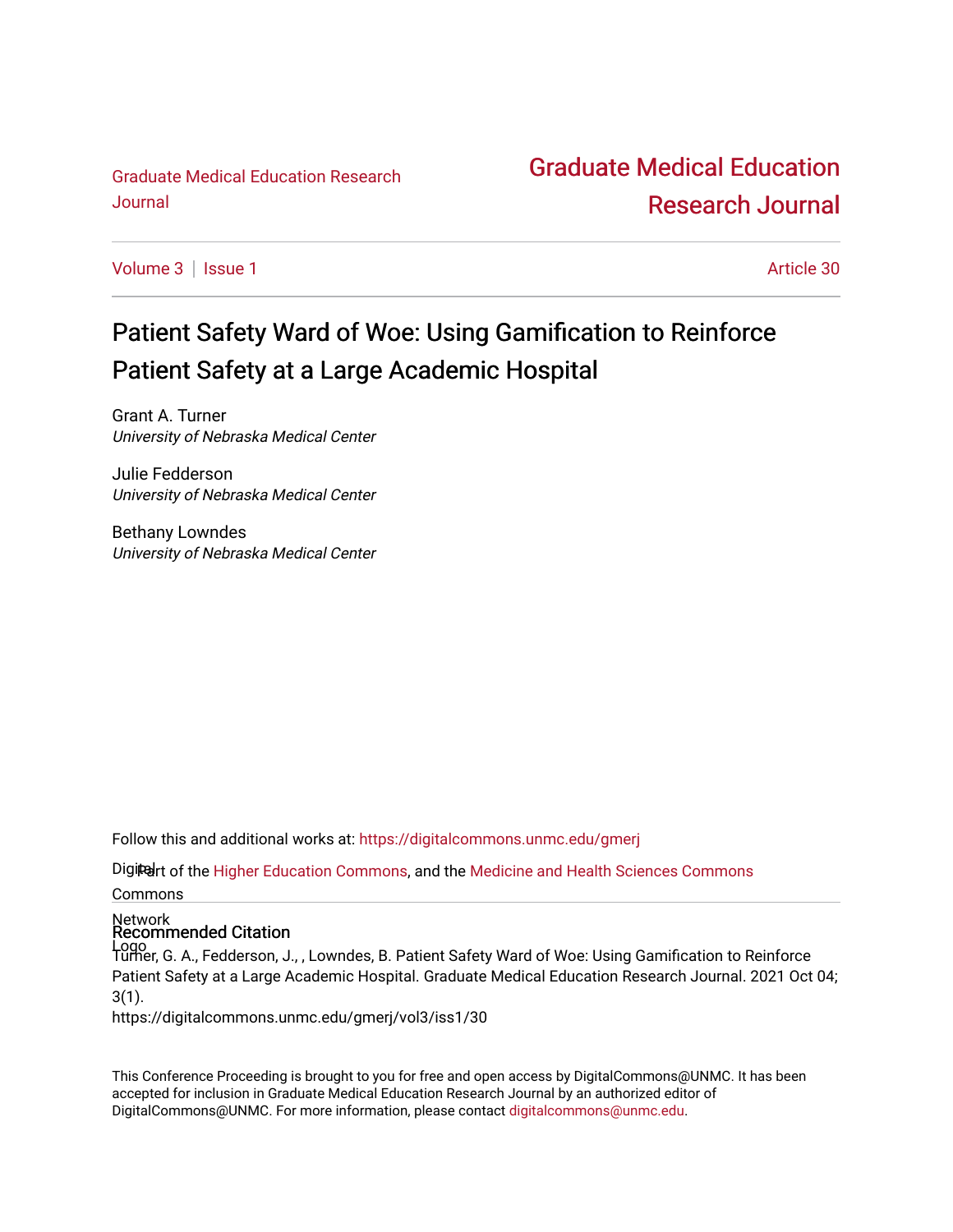Graduate Medical Education Research Journal

# Graduate Medical Education Research Journal

Volume 3 | Issue 1 | Article 30

# Patient Safety Ward of Woe: Using Gamification to Reinforce Patient Safety at a Large Academic Hospital

Grant A. Turner
*University of Nebraska Medical Center*

Julie Fedderson
*University of Nebraska Medical Center*

Bethany Lowndes
*University of Nebraska Medical Center*

Follow this and additional works at: https://digitalcommons.unmc.edu/gmerj

Part of the Higher Education Commons, and the Medicine and Health Sciences Commons

## Recommended Citation

Turner, G. A., Fedderson, J., , Lowndes, B. Patient Safety Ward of Woe: Using Gamification to Reinforce Patient Safety at a Large Academic Hospital. Graduate Medical Education Research Journal. 2021 Oct 04; 3(1).
https://digitalcommons.unmc.edu/gmerj/vol3/iss1/30

This Conference Proceeding is brought to you for free and open access by DigitalCommons@UNMC. It has been accepted for inclusion in Graduate Medical Education Research Journal by an authorized editor of DigitalCommons@UNMC. For more information, please contact digitalcommons@unmc.edu.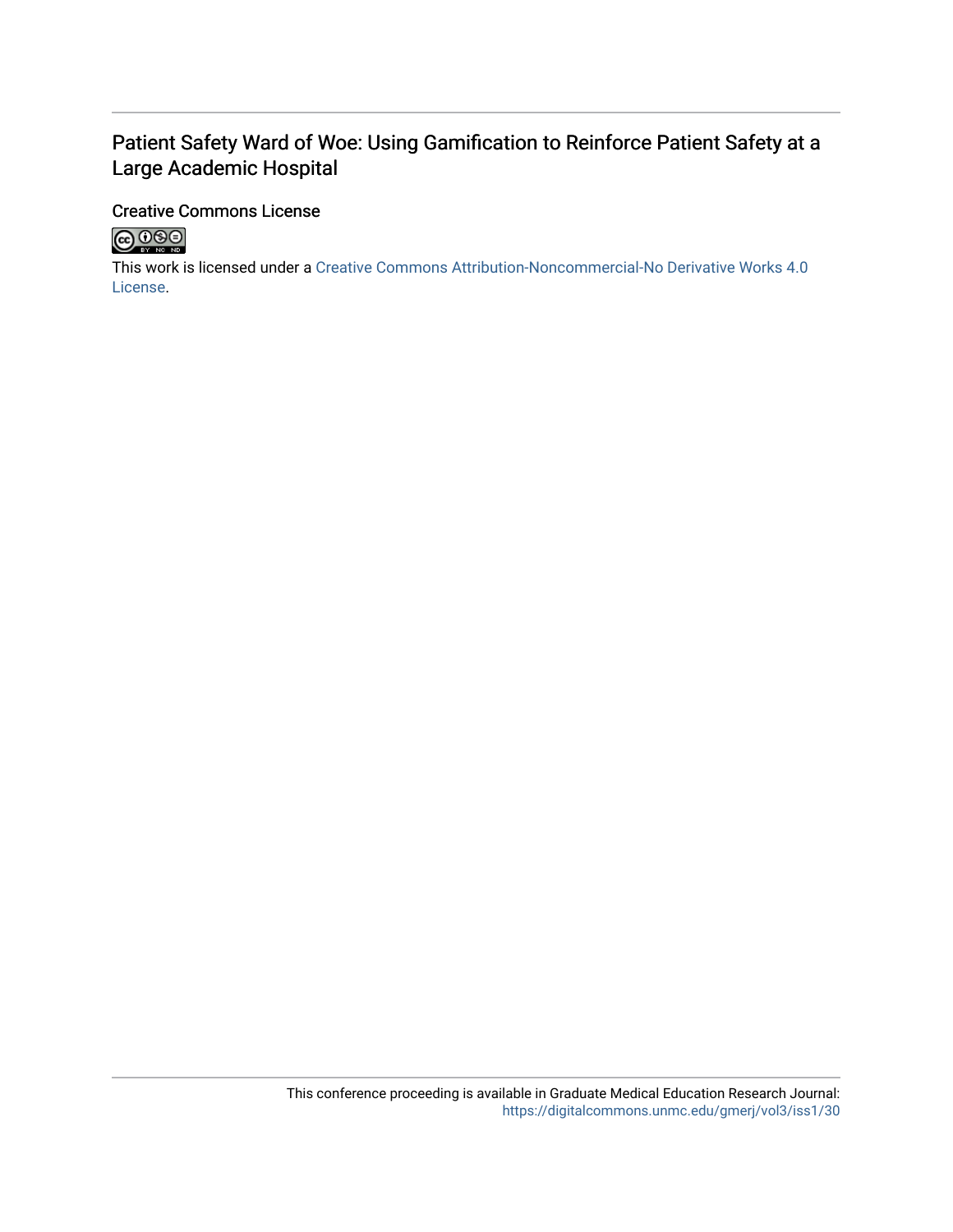Patient Safety Ward of Woe: Using Gamification to Reinforce Patient Safety at a Large Academic Hospital

Creative Commons License

This work is licensed under a Creative Commons Attribution-Noncommercial-No Derivative Works 4.0 License.

This conference proceeding is available in Graduate Medical Education Research Journal: https://digitalcommons.unmc.edu/gmerj/vol3/iss1/30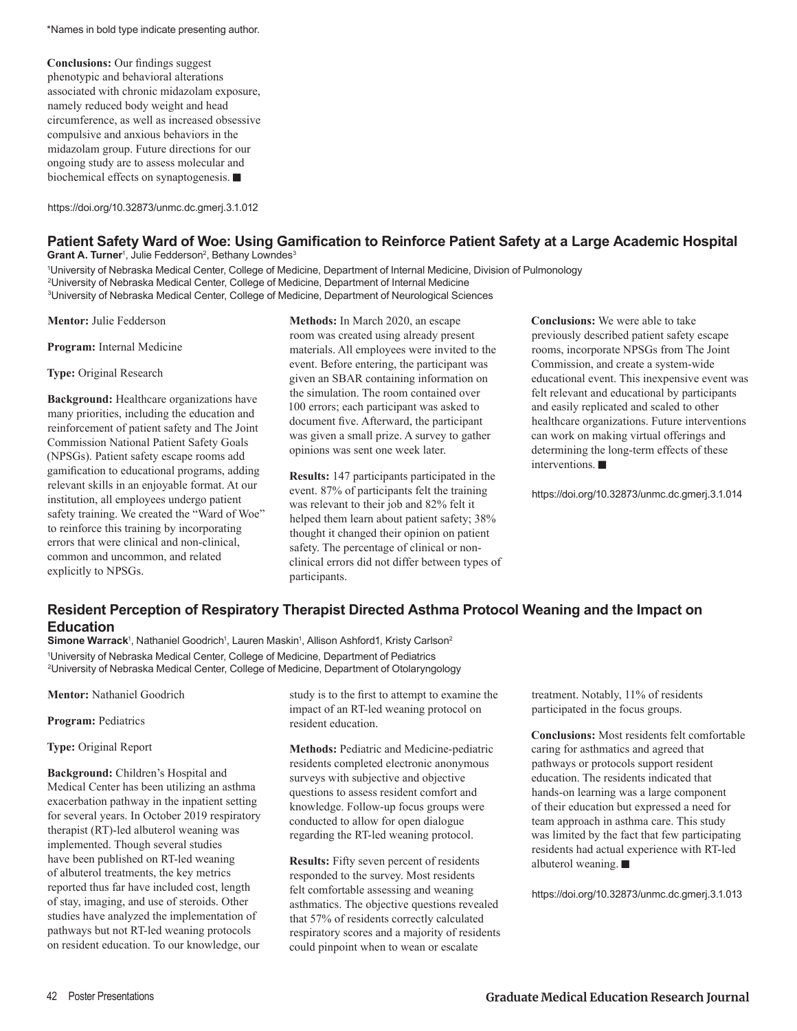*Names in bold type indicate presenting author.

**Conclusions:** Our findings suggest phenotypic and behavioral alterations associated with chronic midazolam exposure, namely reduced body weight and head circumference, as well as increased obsessive compulsive and anxious behaviors in the midazolam group. Future directions for our ongoing study are to assess molecular and biochemical effects on synaptogenesis. ■

https://doi.org/10.32873/unmc.dc.gmerj.3.1.012

## Patient Safety Ward of Woe: Using Gamification to Reinforce Patient Safety at a Large Academic Hospital

**Grant A. Turner**[1], Julie Fedderson[2], Bethany Lowndes[3]

[1]University of Nebraska Medical Center, College of Medicine, Department of Internal Medicine, Division of Pulmonology
[2]University of Nebraska Medical Center, College of Medicine, Department of Internal Medicine
[3]University of Nebraska Medical Center, College of Medicine, Department of Neurological Sciences

**Mentor:** Julie Fedderson

**Program:** Internal Medicine

**Type:** Original Research

**Background:** Healthcare organizations have many priorities, including the education and reinforcement of patient safety and The Joint Commission National Patient Safety Goals (NPSGs). Patient safety escape rooms add gamification to educational programs, adding relevant skills in an enjoyable format. At our institution, all employees undergo patient safety training. We created the "Ward of Woe" to reinforce this training by incorporating errors that were clinical and non-clinical, common and uncommon, and related explicitly to NPSGs.

**Methods:** In March 2020, an escape room was created using already present materials. All employees were invited to the event. Before entering, the participant was given an SBAR containing information on the simulation. The room contained over 100 errors; each participant was asked to document five. Afterward, the participant was given a small prize. A survey to gather opinions was sent one week later.

**Results:** 147 participants participated in the event. 87% of participants felt the training was relevant to their job and 82% felt it helped them learn about patient safety; 38% thought it changed their opinion on patient safety. The percentage of clinical or non-clinical errors did not differ between types of participants.

**Conclusions:** We were able to take previously described patient safety escape rooms, incorporate NPSGs from The Joint Commission, and create a system-wide educational event. This inexpensive event was felt relevant and educational by participants and easily replicated and scaled to other healthcare organizations. Future interventions can work on making virtual offerings and determining the long-term effects of these interventions. ■

https://doi.org/10.32873/unmc.dc.gmerj.3.1.014

## Resident Perception of Respiratory Therapist Directed Asthma Protocol Weaning and the Impact on Education

**Simone Warrack**[1], Nathaniel Goodrich[1], Lauren Maskin[1], Allison Ashford1, Kristy Carlson[2]

[1]University of Nebraska Medical Center, College of Medicine, Department of Pediatrics
[2]University of Nebraska Medical Center, College of Medicine, Department of Otolaryngology

**Mentor:** Nathaniel Goodrich

**Program:** Pediatrics

**Type:** Original Report

**Background:** Children's Hospital and Medical Center has been utilizing an asthma exacerbation pathway in the inpatient setting for several years. In October 2019 respiratory therapist (RT)-led albuterol weaning was implemented. Though several studies have been published on RT-led weaning of albuterol treatments, the key metrics reported thus far have included cost, length of stay, imaging, and use of steroids. Other studies have analyzed the implementation of pathways but not RT-led weaning protocols on resident education. To our knowledge, our study is to the first to attempt to examine the impact of an RT-led weaning protocol on resident education.

**Methods:** Pediatric and Medicine-pediatric residents completed electronic anonymous surveys with subjective and objective questions to assess resident comfort and knowledge. Follow-up focus groups were conducted to allow for open dialogue regarding the RT-led weaning protocol.

**Results:** Fifty seven percent of residents responded to the survey. Most residents felt comfortable assessing and weaning asthmatics. The objective questions revealed that 57% of residents correctly calculated respiratory scores and a majority of residents could pinpoint when to wean or escalate treatment. Notably, 11% of residents participated in the focus groups.

**Conclusions:** Most residents felt comfortable caring for asthmatics and agreed that pathways or protocols support resident education. The residents indicated that hands-on learning was a large component of their education but expressed a need for team approach in asthma care. This study was limited by the fact that few participating residents had actual experience with RT-led albuterol weaning. ■

https://doi.org/10.32873/unmc.dc.gmerj.3.1.013